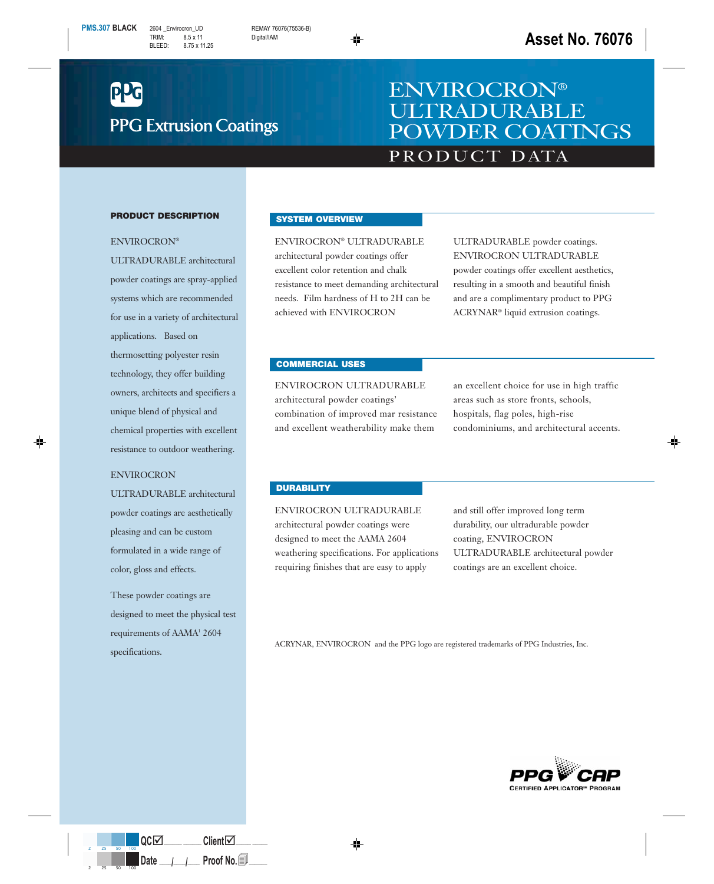PPG Extrusion Coatings

# ENVIROCRON® ULTRADURABLE POWDER COATINGS

## PRODUCT DATA

### PRODUCT DESCRIPTION

ENVIROCRON® ULTRADURABLE architectural powder coatings are spray-applied systems which are recommended for use in a variety of architectural applications. Based on thermosetting polyester resin technology, they offer building owners, architects and specifiers a unique blend of physical and chemical properties with excellent resistance to outdoor weathering.

ENVIROCRON ULTRADURABLE architectural powder coatings are aesthetically pleasing and can be custom formulated in a wide range of color, gloss and effects.

These powder coatings are designed to meet the physical test requirements of AAMA[1] 2604 specifications.

### SYSTEM OVERVIEW

ENVIROCRON® ULTRADURABLE architectural powder coatings offer excellent color retention and chalk resistance to meet demanding architectural needs. Film hardness of H to 2H can be achieved with ENVIROCRON ULTRADURABLE powder coatings. ENVIROCRON ULTRADURABLE powder coatings offer excellent aesthetics, resulting in a smooth and beautiful finish and are a complimentary product to PPG ACRYNAR® liquid extrusion coatings.

### COMMERCIAL USES

ENVIROCRON ULTRADURABLE architectural powder coatings' combination of improved mar resistance and excellent weatherability make them an excellent choice for use in high traffic areas such as store fronts, schools, hospitals, flag poles, high-rise condominiums, and architectural accents.

### DURABILITY

ENVIROCRON ULTRADURABLE architectural powder coatings were designed to meet the AAMA 2604 weathering specifications. For applications requiring finishes that are easy to apply and still offer improved long term durability, our ultradurable powder coating, ENVIROCRON ULTRADURABLE architectural powder coatings are an excellent choice.

ACRYNAR, ENVIROCRON and the PPG logo are registered trademarks of PPG Industries, Inc.

PPG CAP
CERTIFIED APPLICATOR™ PROGRAM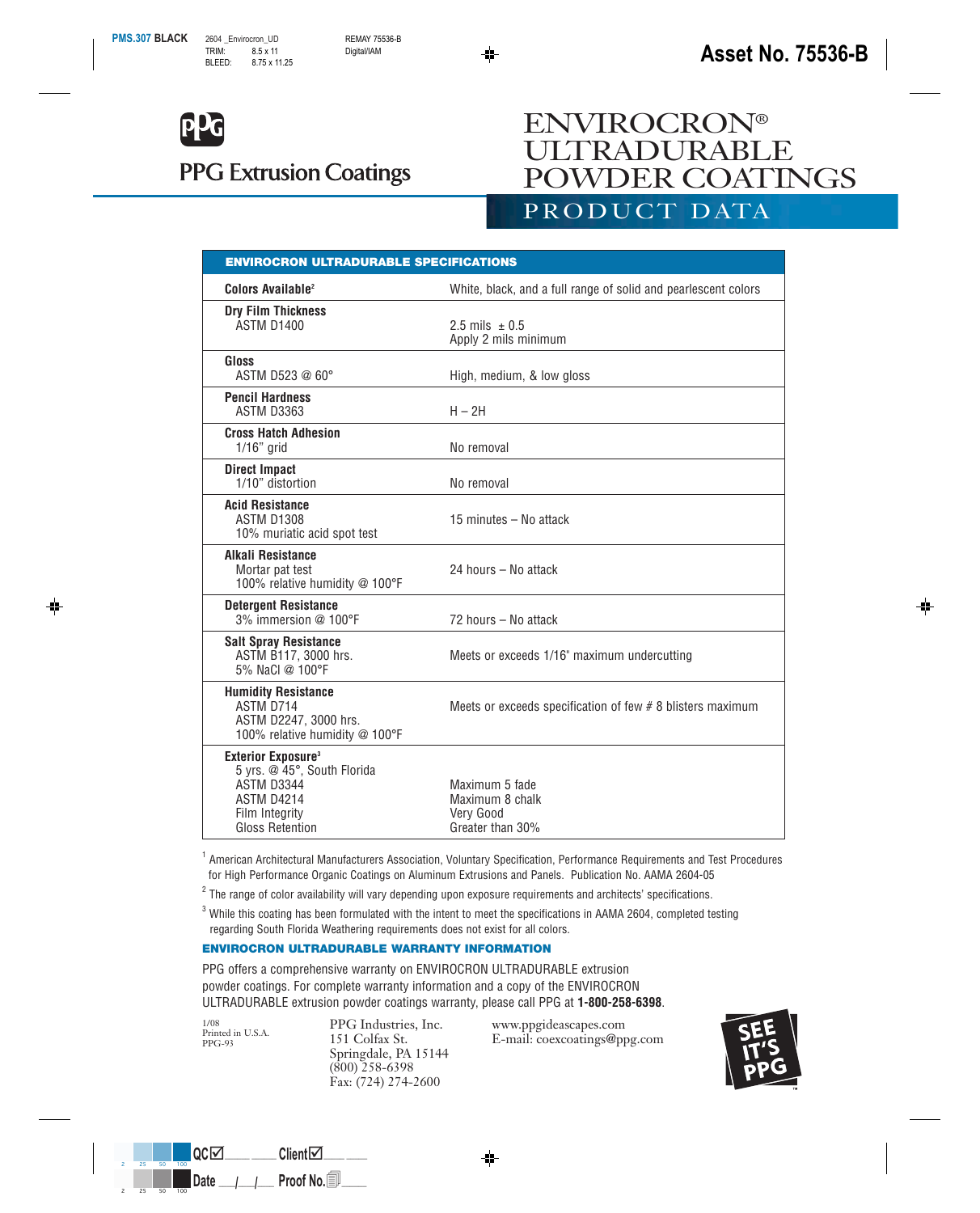PPG Extrusion Coatings

# ENVIROCRON® ULTRADURABLE POWDER COATINGS

## PRODUCT DATA

| ENVIROCRON ULTRADURABLE SPECIFICATIONS | |
|---|---|
| **Colors Available**[2] | White, black, and a full range of solid and pearlescent colors |
| **Dry Film Thickness**<br>ASTM D1400 | 2.5 mils ± 0.5<br>Apply 2 mils minimum |
| **Gloss**<br>ASTM D523 @ 60° | High, medium, & low gloss |
| **Pencil Hardness**<br>ASTM D3363 | H – 2H |
| **Cross Hatch Adhesion**<br>1/16" grid | No removal |
| **Direct Impact**<br>1/10" distortion | No removal |
| **Acid Resistance**<br>ASTM D1308<br>10% muriatic acid spot test | 15 minutes – No attack |
| **Alkali Resistance**<br>Mortar pat test<br>100% relative humidity @ 100°F | 24 hours – No attack |
| **Detergent Resistance**<br>3% immersion @ 100°F | 72 hours – No attack |
| **Salt Spray Resistance**<br>ASTM B117, 3000 hrs.<br>5% NaCl @ 100°F | Meets or exceeds 1/16" maximum undercutting |
| **Humidity Resistance**<br>ASTM D714<br>ASTM D2247, 3000 hrs.<br>100% relative humidity @ 100°F | Meets or exceeds specification of few # 8 blisters maximum |
| **Exterior Exposure**[3]<br>5 yrs. @ 45°, South Florida<br>ASTM D3344<br>ASTM D4214<br>Film Integrity<br>Gloss Retention | <br><br>Maximum 5 fade<br>Maximum 8 chalk<br>Very Good<br>Greater than 30% |

[1] American Architectural Manufacturers Association, Voluntary Specification, Performance Requirements and Test Procedures for High Performance Organic Coatings on Aluminum Extrusions and Panels. Publication No. AAMA 2604-05

[2] The range of color availability will vary depending upon exposure requirements and architects' specifications.

[3] While this coating has been formulated with the intent to meet the specifications in AAMA 2604, completed testing regarding South Florida Weathering requirements does not exist for all colors.

### ENVIROCRON ULTRADURABLE WARRANTY INFORMATION

PPG offers a comprehensive warranty on ENVIROCRON ULTRADURABLE extrusion powder coatings. For complete warranty information and a copy of the ENVIROCRON ULTRADURABLE extrusion powder coatings warranty, please call PPG at **1-800-258-6398**.

1/08
Printed in U.S.A.
PPG-93

PPG Industries, Inc.
151 Colfax St.
Springdale, PA 15144
(800) 258-6398
Fax: (724) 274-2600

www.ppgideascapes.com
E-mail: coexcoatings@ppg.com

SEE IT'S PPG™